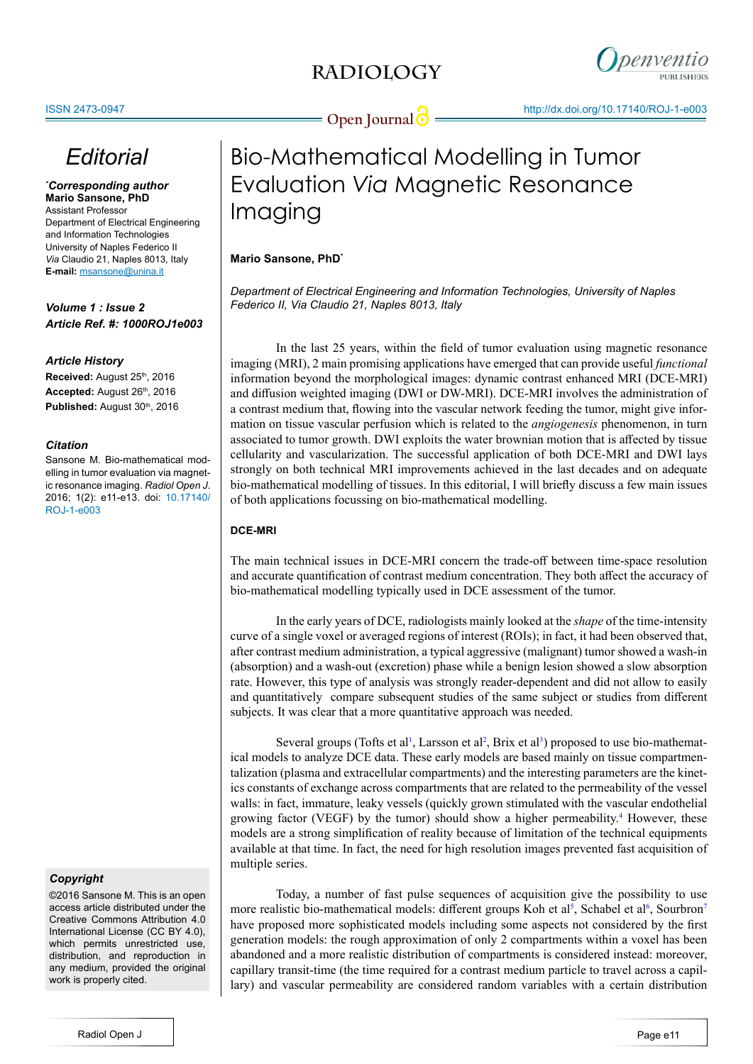# Editorial

**\*Corresponding author**
**Mario Sansone, PhD**
Assistant Professor
Department of Electrical Engineering and Information Technologies
University of Naples Federico II
*Via* Claudio 21, Naples 8013, Italy
**E-mail:** msansone@unina.it

***Volume 1 : Issue 2***
***Article Ref. #: 1000ROJ1e003***

### Article History

**Received:** August 25th, 2016
**Accepted:** August 26th, 2016
**Published:** August 30th, 2016

### Citation

Sansone M. Bio-mathematical modelling in tumor evaluation via magnetic resonance imaging. *Radiol Open J*. 2016; 1(2): e11-e13. doi: 10.17140/ROJ-1-e003

### Copyright

©2016 Sansone M. This is an open access article distributed under the Creative Commons Attribution 4.0 International License (CC BY 4.0), which permits unrestricted use, distribution, and reproduction in any medium, provided the original work is properly cited.

# Bio-Mathematical Modelling in Tumor Evaluation *Via* Magnetic Resonance Imaging

**Mario Sansone, PhD\***

*Department of Electrical Engineering and Information Technologies, University of Naples Federico II, Via Claudio 21, Naples 8013, Italy*

In the last 25 years, within the field of tumor evaluation using magnetic resonance imaging (MRI), 2 main promising applications have emerged that can provide useful *functional* information beyond the morphological images: dynamic contrast enhanced MRI (DCE-MRI) and diffusion weighted imaging (DWI or DW-MRI). DCE-MRI involves the administration of a contrast medium that, flowing into the vascular network feeding the tumor, might give information on tissue vascular perfusion which is related to the *angiogenesis* phenomenon, in turn associated to tumor growth. DWI exploits the water brownian motion that is affected by tissue cellularity and vascularization. The successful application of both DCE-MRI and DWI lays strongly on both technical MRI improvements achieved in the last decades and on adequate bio-mathematical modelling of tissues. In this editorial, I will briefly discuss a few main issues of both applications focussing on bio-mathematical modelling.

## DCE-MRI

The main technical issues in DCE-MRI concern the trade-off between time-space resolution and accurate quantification of contrast medium concentration. They both affect the accuracy of bio-mathematical modelling typically used in DCE assessment of the tumor.

In the early years of DCE, radiologists mainly looked at the *shape* of the time-intensity curve of a single voxel or averaged regions of interest (ROIs); in fact, it had been observed that, after contrast medium administration, a typical aggressive (malignant) tumor showed a wash-in (absorption) and a wash-out (excretion) phase while a benign lesion showed a slow absorption rate. However, this type of analysis was strongly reader-dependent and did not allow to easily and quantitatively compare subsequent studies of the same subject or studies from different subjects. It was clear that a more quantitative approach was needed.

Several groups (Tofts et al[1], Larsson et al[2], Brix et al[3]) proposed to use bio-mathematical models to analyze DCE data. These early models are based mainly on tissue compartmentalization (plasma and extracellular compartments) and the interesting parameters are the kinetics constants of exchange across compartments that are related to the permeability of the vessel walls: in fact, immature, leaky vessels (quickly grown stimulated with the vascular endothelial growing factor (VEGF) by the tumor) should show a higher permeability.[4] However, these models are a strong simplification of reality because of limitation of the technical equipments available at that time. In fact, the need for high resolution images prevented fast acquisition of multiple series.

Today, a number of fast pulse sequences of acquisition give the possibility to use more realistic bio-mathematical models: different groups Koh et al[5], Schabel et al[6], Sourbron[7] have proposed more sophisticated models including some aspects not considered by the first generation models: the rough approximation of only 2 compartments within a voxel has been abandoned and a more realistic distribution of compartments is considered instead: moreover, capillary transit-time (the time required for a contrast medium particle to travel across a capillary) and vascular permeability are considered random variables with a certain distribution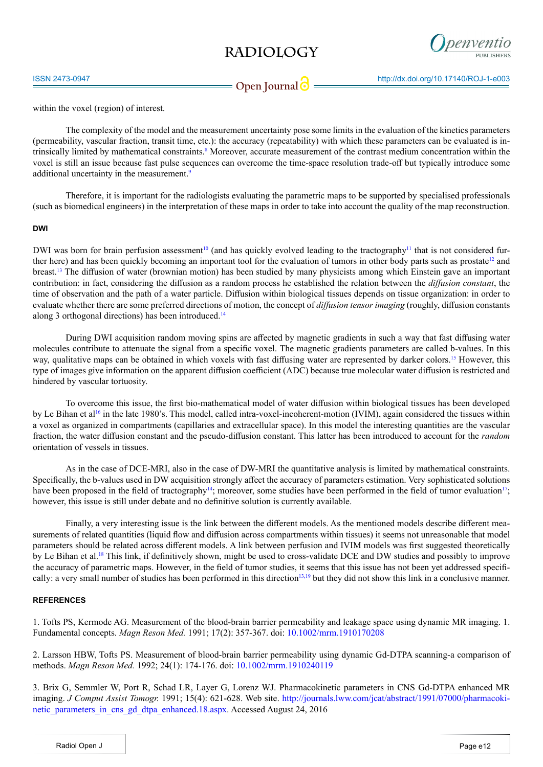within the voxel (region) of interest.

The complexity of the model and the measurement uncertainty pose some limits in the evaluation of the kinetics parameters (permeability, vascular fraction, transit time, etc.): the accuracy (repeatability) with which these parameters can be evaluated is intrinsically limited by mathematical constraints.[8] Moreover, accurate measurement of the contrast medium concentration within the voxel is still an issue because fast pulse sequences can overcome the time-space resolution trade-off but typically introduce some additional uncertainty in the measurement.[9]

Therefore, it is important for the radiologists evaluating the parametric maps to be supported by specialised professionals (such as biomedical engineers) in the interpretation of these maps in order to take into account the quality of the map reconstruction.

## DWI

DWI was born for brain perfusion assessment[10] (and has quickly evolved leading to the tractography[11] that is not considered further here) and has been quickly becoming an important tool for the evaluation of tumors in other body parts such as prostate[12] and breast.[13] The diffusion of water (brownian motion) has been studied by many physicists among which Einstein gave an important contribution: in fact, considering the diffusion as a random process he established the relation between the *diffusion constant*, the time of observation and the path of a water particle. Diffusion within biological tissues depends on tissue organization: in order to evaluate whether there are some preferred directions of motion, the concept of *diffusion tensor imaging* (roughly, diffusion constants along 3 orthogonal directions) has been introduced.[14]

During DWI acquisition random moving spins are affected by magnetic gradients in such a way that fast diffusing water molecules contribute to attenuate the signal from a specific voxel. The magnetic gradients parameters are called b-values. In this way, qualitative maps can be obtained in which voxels with fast diffusing water are represented by darker colors.[15] However, this type of images give information on the apparent diffusion coefficient (ADC) because true molecular water diffusion is restricted and hindered by vascular tortuosity.

To overcome this issue, the first bio-mathematical model of water diffusion within biological tissues has been developed by Le Bihan et al[16] in the late 1980's. This model, called intra-voxel-incoherent-motion (IVIM), again considered the tissues within a voxel as organized in compartments (capillaries and extracellular space). In this model the interesting quantities are the vascular fraction, the water diffusion constant and the pseudo-diffusion constant. This latter has been introduced to account for the *random* orientation of vessels in tissues.

As in the case of DCE-MRI, also in the case of DW-MRI the quantitative analysis is limited by mathematical constraints. Specifically, the b-values used in DW acquisition strongly affect the accuracy of parameters estimation. Very sophisticated solutions have been proposed in the field of tractography[14]; moreover, some studies have been performed in the field of tumor evaluation[17]; however, this issue is still under debate and no definitive solution is currently available.

Finally, a very interesting issue is the link between the different models. As the mentioned models describe different measurements of related quantities (liquid flow and diffusion across compartments within tissues) it seems not unreasonable that model parameters should be related across different models. A link between perfusion and IVIM models was first suggested theoretically by Le Bihan et al.[18] This link, if definitively shown, might be used to cross-validate DCE and DW studies and possibly to improve the accuracy of parametric maps. However, in the field of tumor studies, it seems that this issue has not been yet addressed specifically: a very small number of studies has been performed in this direction[13,19] but they did not show this link in a conclusive manner.

## REFERENCES

1. Tofts PS, Kermode AG. Measurement of the blood-brain barrier permeability and leakage space using dynamic MR imaging. 1. Fundamental concepts. *Magn Reson Med.* 1991; 17(2): 357-367. doi: 10.1002/mrm.1910170208

2. Larsson HBW, Tofts PS. Measurement of blood-brain barrier permeability using dynamic Gd-DTPA scanning-a comparison of methods. *Magn Reson Med.* 1992; 24(1): 174-176. doi: 10.1002/mrm.1910240119

3. Brix G, Semmler W, Port R, Schad LR, Layer G, Lorenz WJ. Pharmacokinetic parameters in CNS Gd-DTPA enhanced MR imaging. *J Comput Assist Tomogr.* 1991; 15(4): 621-628. Web site. http://journals.lww.com/jcat/abstract/1991/07000/pharmacokinetic_parameters_in_cns_gd_dtpa_enhanced.18.aspx. Accessed August 24, 2016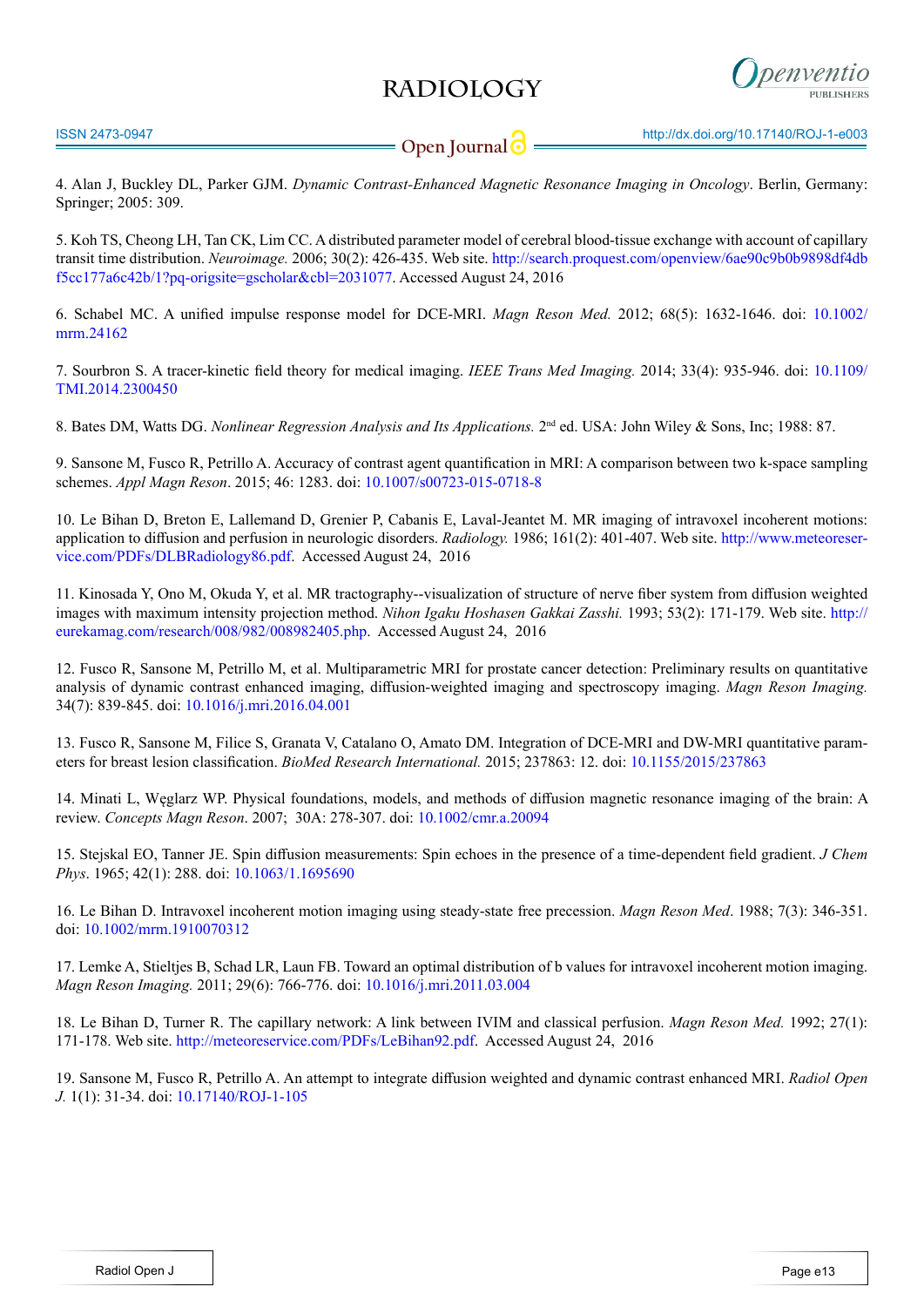4. Alan J, Buckley DL, Parker GJM. *Dynamic Contrast-Enhanced Magnetic Resonance Imaging in Oncology*. Berlin, Germany: Springer; 2005: 309.

5. Koh TS, Cheong LH, Tan CK, Lim CC. A distributed parameter model of cerebral blood-tissue exchange with account of capillary transit time distribution. *Neuroimage.* 2006; 30(2): 426-435. Web site. http://search.proquest.com/openview/6ae90c9b0b9898df4dbf5cc177a6c42b/1?pq-origsite=gscholar&cbl=2031077. Accessed August 24, 2016

6. Schabel MC. A unified impulse response model for DCE-MRI. *Magn Reson Med.* 2012; 68(5): 1632-1646. doi: 10.1002/mrm.24162

7. Sourbron S. A tracer-kinetic field theory for medical imaging. *IEEE Trans Med Imaging.* 2014; 33(4): 935-946. doi: 10.1109/TMI.2014.2300450

8. Bates DM, Watts DG. *Nonlinear Regression Analysis and Its Applications.* 2nd ed. USA: John Wiley & Sons, Inc; 1988: 87.

9. Sansone M, Fusco R, Petrillo A. Accuracy of contrast agent quantification in MRI: A comparison between two k-space sampling schemes. *Appl Magn Reson*. 2015; 46: 1283. doi: 10.1007/s00723-015-0718-8

10. Le Bihan D, Breton E, Lallemand D, Grenier P, Cabanis E, Laval-Jeantet M. MR imaging of intravoxel incoherent motions: application to diffusion and perfusion in neurologic disorders. *Radiology.* 1986; 161(2): 401-407. Web site. http://www.meteoreservice.com/PDFs/DLBRadiology86.pdf. Accessed August 24, 2016

11. Kinosada Y, Ono M, Okuda Y, et al. MR tractography--visualization of structure of nerve fiber system from diffusion weighted images with maximum intensity projection method. *Nihon Igaku Hoshasen Gakkai Zasshi.* 1993; 53(2): 171-179. Web site. http://eurekamag.com/research/008/982/008982405.php. Accessed August 24, 2016

12. Fusco R, Sansone M, Petrillo M, et al. Multiparametric MRI for prostate cancer detection: Preliminary results on quantitative analysis of dynamic contrast enhanced imaging, diffusion-weighted imaging and spectroscopy imaging. *Magn Reson Imaging.* 34(7): 839-845. doi: 10.1016/j.mri.2016.04.001

13. Fusco R, Sansone M, Filice S, Granata V, Catalano O, Amato DM. Integration of DCE-MRI and DW-MRI quantitative parameters for breast lesion classification. *BioMed Research International.* 2015; 237863: 12. doi: 10.1155/2015/237863

14. Minati L, Węglarz WP. Physical foundations, models, and methods of diffusion magnetic resonance imaging of the brain: A review. *Concepts Magn Reson*. 2007; 30A: 278-307. doi: 10.1002/cmr.a.20094

15. Stejskal EO, Tanner JE. Spin diffusion measurements: Spin echoes in the presence of a time-dependent field gradient. *J Chem Phys*. 1965; 42(1): 288. doi: 10.1063/1.1695690

16. Le Bihan D. Intravoxel incoherent motion imaging using steady-state free precession. *Magn Reson Med*. 1988; 7(3): 346-351. doi: 10.1002/mrm.1910070312

17. Lemke A, Stieltjes B, Schad LR, Laun FB. Toward an optimal distribution of b values for intravoxel incoherent motion imaging. *Magn Reson Imaging.* 2011; 29(6): 766-776. doi: 10.1016/j.mri.2011.03.004

18. Le Bihan D, Turner R. The capillary network: A link between IVIM and classical perfusion. *Magn Reson Med.* 1992; 27(1): 171-178. Web site. http://meteoreservice.com/PDFs/LeBihan92.pdf. Accessed August 24, 2016

19. Sansone M, Fusco R, Petrillo A. An attempt to integrate diffusion weighted and dynamic contrast enhanced MRI. *Radiol Open J.* 1(1): 31-34. doi: 10.17140/ROJ-1-105